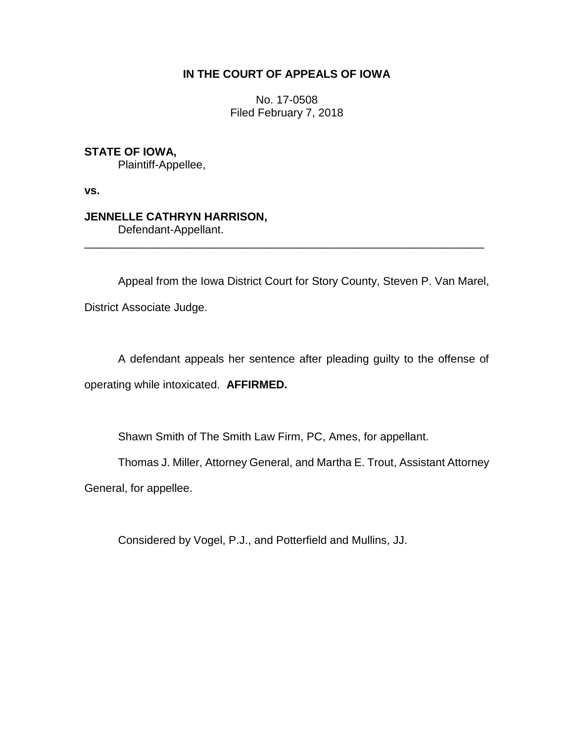# IN THE COURT OF APPEALS OF IOWA

No. 17-0508
Filed February 7, 2018

**STATE OF IOWA,**
Plaintiff-Appellee,

**vs.**

**JENNELLE CATHRYN HARRISON,**
Defendant-Appellant.

---

Appeal from the Iowa District Court for Story County, Steven P. Van Marel, District Associate Judge.

A defendant appeals her sentence after pleading guilty to the offense of operating while intoxicated. **AFFIRMED.**

Shawn Smith of The Smith Law Firm, PC, Ames, for appellant.

Thomas J. Miller, Attorney General, and Martha E. Trout, Assistant Attorney General, for appellee.

Considered by Vogel, P.J., and Potterfield and Mullins, JJ.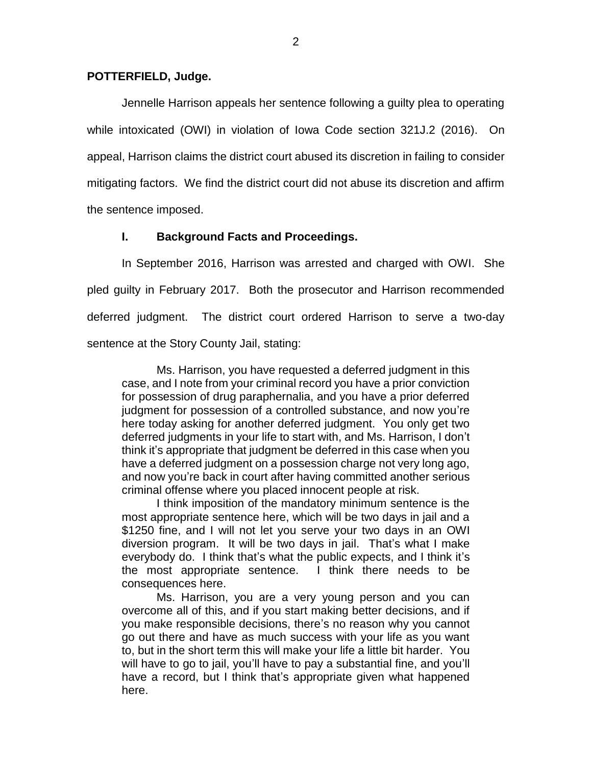**POTTERFIELD, Judge.**

Jennelle Harrison appeals her sentence following a guilty plea to operating while intoxicated (OWI) in violation of Iowa Code section 321J.2 (2016). On appeal, Harrison claims the district court abused its discretion in failing to consider mitigating factors. We find the district court did not abuse its discretion and affirm the sentence imposed.

## I. Background Facts and Proceedings.

In September 2016, Harrison was arrested and charged with OWI. She pled guilty in February 2017. Both the prosecutor and Harrison recommended deferred judgment. The district court ordered Harrison to serve a two-day sentence at the Story County Jail, stating:

> Ms. Harrison, you have requested a deferred judgment in this case, and I note from your criminal record you have a prior conviction for possession of drug paraphernalia, and you have a prior deferred judgment for possession of a controlled substance, and now you're here today asking for another deferred judgment. You only get two deferred judgments in your life to start with, and Ms. Harrison, I don't think it's appropriate that judgment be deferred in this case when you have a deferred judgment on a possession charge not very long ago, and now you're back in court after having committed another serious criminal offense where you placed innocent people at risk.
>
> I think imposition of the mandatory minimum sentence is the most appropriate sentence here, which will be two days in jail and a $1250 fine, and I will not let you serve your two days in an OWI diversion program. It will be two days in jail. That's what I make everybody do. I think that's what the public expects, and I think it's the most appropriate sentence. I think there needs to be consequences here.
>
> Ms. Harrison, you are a very young person and you can overcome all of this, and if you start making better decisions, and if you make responsible decisions, there's no reason why you cannot go out there and have as much success with your life as you want to, but in the short term this will make your life a little bit harder. You will have to go to jail, you'll have to pay a substantial fine, and you'll have a record, but I think that's appropriate given what happened here.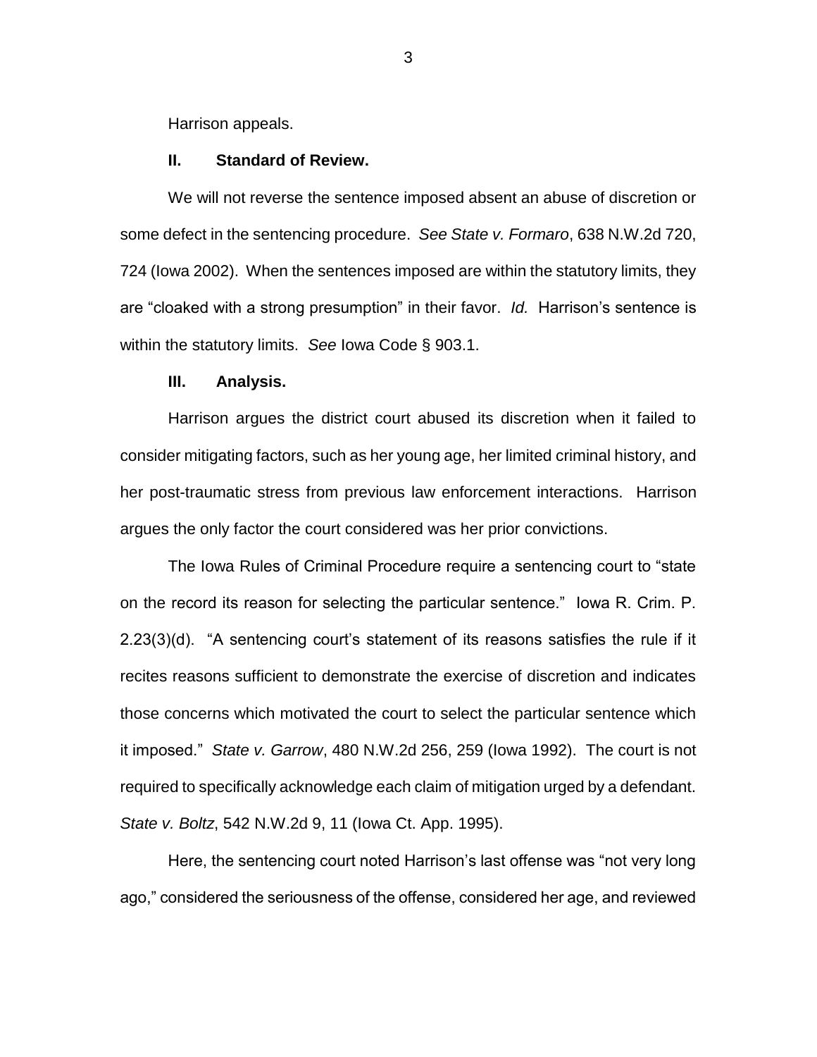Harrison appeals.

## II. Standard of Review.

We will not reverse the sentence imposed absent an abuse of discretion or some defect in the sentencing procedure. *See State v. Formaro*, 638 N.W.2d 720, 724 (Iowa 2002). When the sentences imposed are within the statutory limits, they are "cloaked with a strong presumption" in their favor. *Id.* Harrison's sentence is within the statutory limits. *See* Iowa Code § 903.1.

## III. Analysis.

Harrison argues the district court abused its discretion when it failed to consider mitigating factors, such as her young age, her limited criminal history, and her post-traumatic stress from previous law enforcement interactions. Harrison argues the only factor the court considered was her prior convictions.

The Iowa Rules of Criminal Procedure require a sentencing court to "state on the record its reason for selecting the particular sentence." Iowa R. Crim. P. 2.23(3)(d). "A sentencing court's statement of its reasons satisfies the rule if it recites reasons sufficient to demonstrate the exercise of discretion and indicates those concerns which motivated the court to select the particular sentence which it imposed." *State v. Garrow*, 480 N.W.2d 256, 259 (Iowa 1992). The court is not required to specifically acknowledge each claim of mitigation urged by a defendant. *State v. Boltz*, 542 N.W.2d 9, 11 (Iowa Ct. App. 1995).

Here, the sentencing court noted Harrison's last offense was "not very long ago," considered the seriousness of the offense, considered her age, and reviewed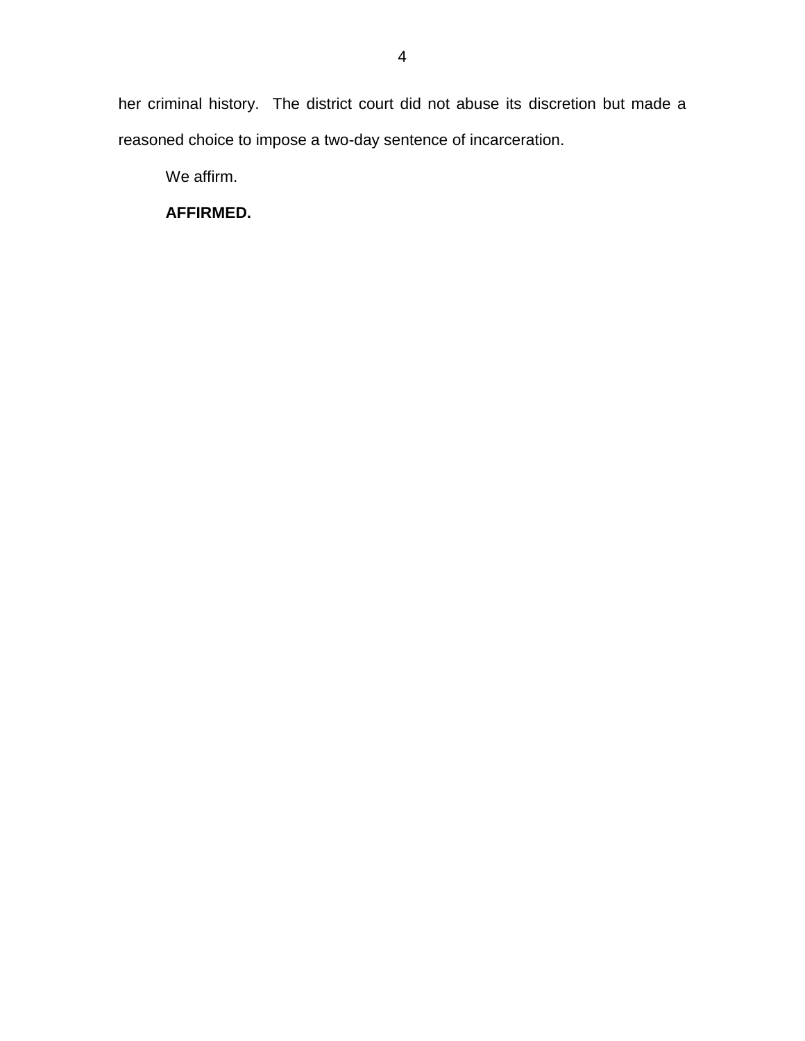her criminal history. The district court did not abuse its discretion but made a reasoned choice to impose a two-day sentence of incarceration.

We affirm.

**AFFIRMED.**